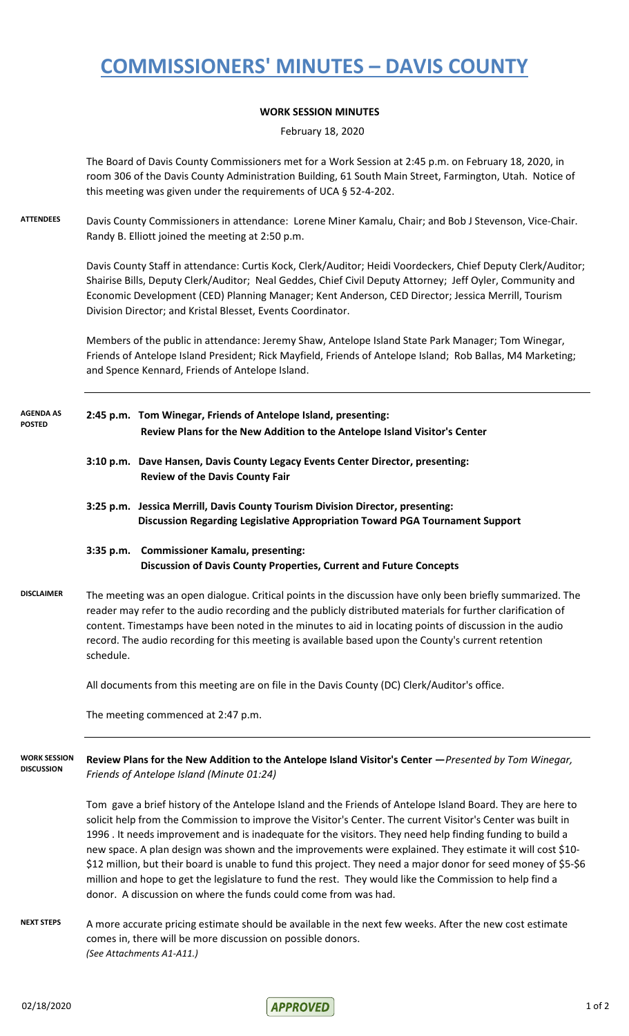# COMMISSIONERS' MINUTES – DAVIS COUNTY

**WORK SESSION MINUTES**

February 18, 2020

The Board of Davis County Commissioners met for a Work Session at 2:45 p.m. on February 18, 2020, in room 306 of the Davis County Administration Building, 61 South Main Street, Farmington, Utah. Notice of this meeting was given under the requirements of UCA § 52-4-202.

**ATTENDEES**

Davis County Commissioners in attendance: Lorene Miner Kamalu, Chair; and Bob J Stevenson, Vice-Chair. Randy B. Elliott joined the meeting at 2:50 p.m.

Davis County Staff in attendance: Curtis Kock, Clerk/Auditor; Heidi Voordeckers, Chief Deputy Clerk/Auditor; Shairise Bills, Deputy Clerk/Auditor; Neal Geddes, Chief Civil Deputy Attorney; Jeff Oyler, Community and Economic Development (CED) Planning Manager; Kent Anderson, CED Director; Jessica Merrill, Tourism Division Director; and Kristal Blesset, Events Coordinator.

Members of the public in attendance: Jeremy Shaw, Antelope Island State Park Manager; Tom Winegar, Friends of Antelope Island President; Rick Mayfield, Friends of Antelope Island; Rob Ballas, M4 Marketing; and Spence Kennard, Friends of Antelope Island.

**AGENDA AS POSTED**

**2:45 p.m. Tom Winegar, Friends of Antelope Island, presenting:**
**Review Plans for the New Addition to the Antelope Island Visitor's Center**

**3:10 p.m. Dave Hansen, Davis County Legacy Events Center Director, presenting:**
**Review of the Davis County Fair**

**3:25 p.m. Jessica Merrill, Davis County Tourism Division Director, presenting:**
**Discussion Regarding Legislative Appropriation Toward PGA Tournament Support**

**3:35 p.m. Commissioner Kamalu, presenting:**
**Discussion of Davis County Properties, Current and Future Concepts**

**DISCLAIMER**

The meeting was an open dialogue. Critical points in the discussion have only been briefly summarized. The reader may refer to the audio recording and the publicly distributed materials for further clarification of content. Timestamps have been noted in the minutes to aid in locating points of discussion in the audio record. The audio recording for this meeting is available based upon the County's current retention schedule.

All documents from this meeting are on file in the Davis County (DC) Clerk/Auditor's office.

The meeting commenced at 2:47 p.m.

**WORK SESSION DISCUSSION**

**Review Plans for the New Addition to the Antelope Island Visitor's Center —***Presented by Tom Winegar, Friends of Antelope Island (Minute 01:24)*

Tom gave a brief history of the Antelope Island and the Friends of Antelope Island Board. They are here to solicit help from the Commission to improve the Visitor's Center. The current Visitor's Center was built in 1996 . It needs improvement and is inadequate for the visitors. They need help finding funding to build a new space. A plan design was shown and the improvements were explained. They estimate it will cost $10-$12 million, but their board is unable to fund this project. They need a major donor for seed money of $5-$6 million and hope to get the legislature to fund the rest. They would like the Commission to help find a donor. A discussion on where the funds could come from was had.

**NEXT STEPS**

A more accurate pricing estimate should be available in the next few weeks. After the new cost estimate comes in, there will be more discussion on possible donors.
*(See Attachments A1-A11.)*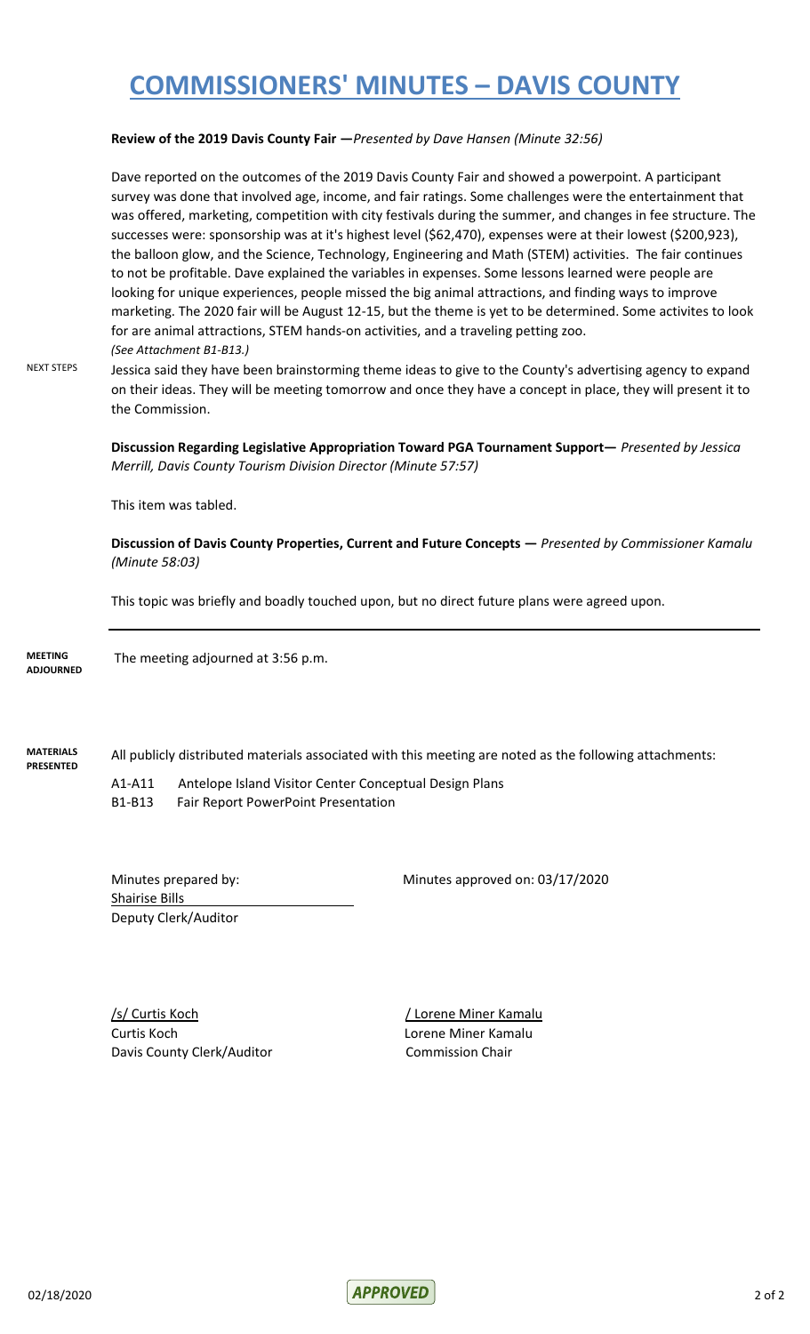# COMMISSIONERS' MINUTES – DAVIS COUNTY

**Review of the 2019 Davis County Fair —***Presented by Dave Hansen (Minute 32:56)*

Dave reported on the outcomes of the 2019 Davis County Fair and showed a powerpoint. A participant survey was done that involved age, income, and fair ratings. Some challenges were the entertainment that was offered, marketing, competition with city festivals during the summer, and changes in fee structure. The successes were: sponsorship was at it's highest level ($62,470), expenses were at their lowest ($200,923), the balloon glow, and the Science, Technology, Engineering and Math (STEM) activities. The fair continues to not be profitable. Dave explained the variables in expenses. Some lessons learned were people are looking for unique experiences, people missed the big animal attractions, and finding ways to improve marketing. The 2020 fair will be August 12-15, but the theme is yet to be determined. Some activites to look for are animal attractions, STEM hands-on activities, and a traveling petting zoo.
*(See Attachment B1-B13.)*

NEXT STEPS

Jessica said they have been brainstorming theme ideas to give to the County's advertising agency to expand on their ideas. They will be meeting tomorrow and once they have a concept in place, they will present it to the Commission.

**Discussion Regarding Legislative Appropriation Toward PGA Tournament Support—** *Presented by Jessica Merrill, Davis County Tourism Division Director (Minute 57:57)*

This item was tabled.

**Discussion of Davis County Properties, Current and Future Concepts —** *Presented by Commissioner Kamalu (Minute 58:03)*

This topic was briefly and boadly touched upon, but no direct future plans were agreed upon.

---

**MEETING ADJOURNED**

The meeting adjourned at 3:56 p.m.

**MATERIALS PRESENTED**

All publicly distributed materials associated with this meeting are noted as the following attachments:

A1-A11 Antelope Island Visitor Center Conceptual Design Plans
B1-B13 Fair Report PowerPoint Presentation

Minutes prepared by:
Shairise Bills
Deputy Clerk/Auditor

Minutes approved on: 03/17/2020

/s/ Curtis Koch
Curtis Koch
Davis County Clerk/Auditor

/ Lorene Miner Kamalu
Lorene Miner Kamalu
Commission Chair

02/18/2020

APPROVED